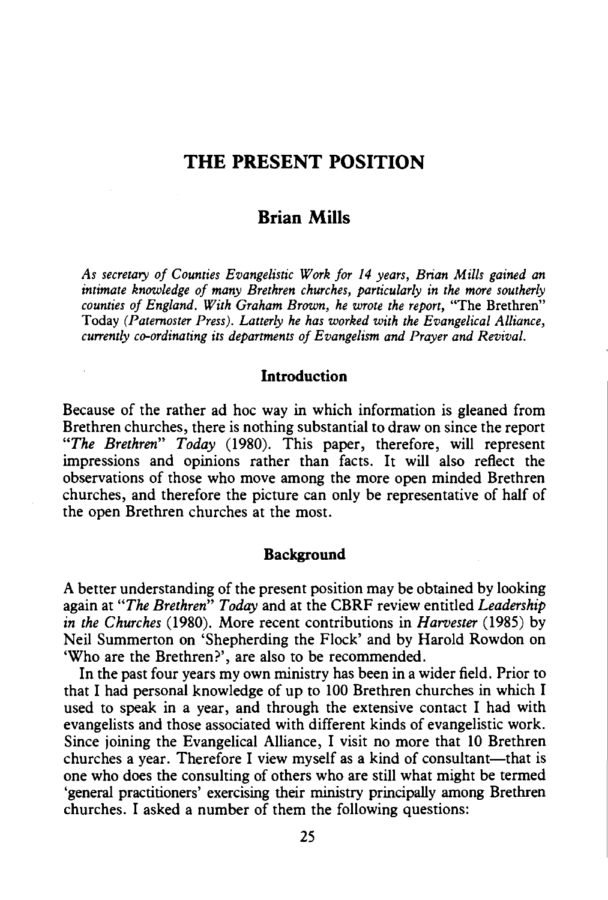# THE PRESENT POSITION

## Brian Mills

*As secretary of Counties Evangelistic Work for 14 years, Brian Mills gained an intimate knowledge of many Brethren churches, particularly in the more southerly counties of England. With Graham Brown, he wrote the report,* "The Brethren" Today *(Paternoster Press). Latterly he has worked with the Evangelical Alliance, currently co-ordinating its departments of Evangelism and Prayer and Revival.*

### Introduction

Because of the rather ad hoc way in which information is gleaned from Brethren churches, there is nothing substantial to draw on since the report *"The Brethren" Today* (1980). This paper, therefore, will represent impressions and opinions rather than facts. It will also reflect the observations of those who move among the more open minded Brethren churches, and therefore the picture can only be representative of half of the open Brethren churches at the most.

### Background

A better understanding of the present position may be obtained by looking again at *"The Brethren" Today* and at the CBRF review entitled *Leadership in the Churches* (1980). More recent contributions in *Harvester* (1985) by Neil Summerton on 'Shepherding the Flock' and by Harold Rowdon on 'Who are the Brethren?', are also to be recommended.

In the past four years my own ministry has been in a wider field. Prior to that I had personal knowledge of up to 100 Brethren churches in which I used to speak in a year, and through the extensive contact I had with evangelists and those associated with different kinds of evangelistic work. Since joining the Evangelical Alliance, I visit no more that 10 Brethren churches a year. Therefore I view myself as a kind of consultant—that is one who does the consulting of others who are still what might be termed 'general practitioners' exercising their ministry principally among Brethren churches. I asked a number of them the following questions: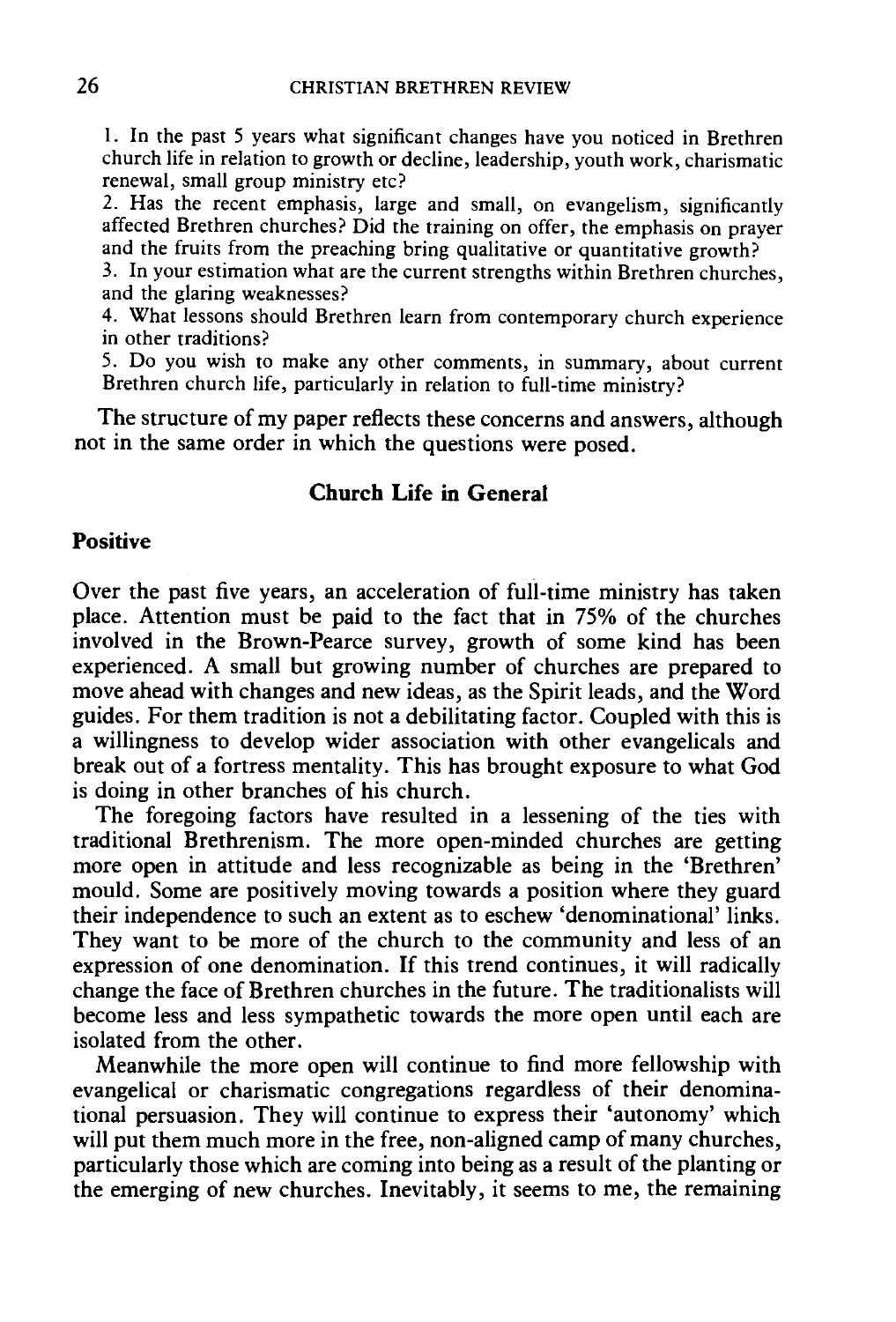1. In the past 5 years what significant changes have you noticed in Brethren church life in relation to growth or decline, leadership, youth work, charismatic renewal, small group ministry etc?
2. Has the recent emphasis, large and small, on evangelism, significantly affected Brethren churches? Did the training on offer, the emphasis on prayer and the fruits from the preaching bring qualitative or quantitative growth?
3. In your estimation what are the current strengths within Brethren churches, and the glaring weaknesses?
4. What lessons should Brethren learn from contemporary church experience in other traditions?
5. Do you wish to make any other comments, in summary, about current Brethren church life, particularly in relation to full-time ministry?

The structure of my paper reflects these concerns and answers, although not in the same order in which the questions were posed.

## Church Life in General

### Positive

Over the past five years, an acceleration of full-time ministry has taken place. Attention must be paid to the fact that in 75% of the churches involved in the Brown-Pearce survey, growth of some kind has been experienced. A small but growing number of churches are prepared to move ahead with changes and new ideas, as the Spirit leads, and the Word guides. For them tradition is not a debilitating factor. Coupled with this is a willingness to develop wider association with other evangelicals and break out of a fortress mentality. This has brought exposure to what God is doing in other branches of his church.

The foregoing factors have resulted in a lessening of the ties with traditional Brethrenism. The more open-minded churches are getting more open in attitude and less recognizable as being in the 'Brethren' mould. Some are positively moving towards a position where they guard their independence to such an extent as to eschew 'denominational' links. They want to be more of the church to the community and less of an expression of one denomination. If this trend continues, it will radically change the face of Brethren churches in the future. The traditionalists will become less and less sympathetic towards the more open until each are isolated from the other.

Meanwhile the more open will continue to find more fellowship with evangelical or charismatic congregations regardless of their denominational persuasion. They will continue to express their 'autonomy' which will put them much more in the free, non-aligned camp of many churches, particularly those which are coming into being as a result of the planting or the emerging of new churches. Inevitably, it seems to me, the remaining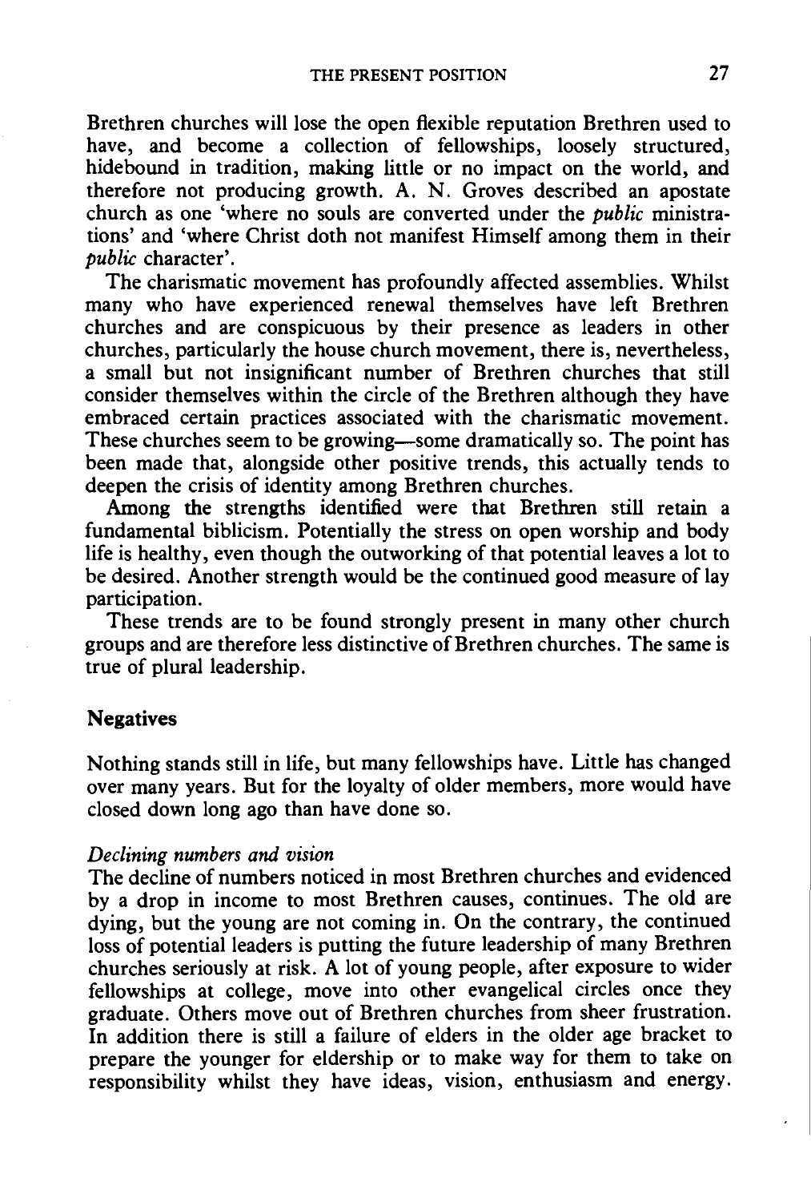Brethren churches will lose the open flexible reputation Brethren used to have, and become a collection of fellowships, loosely structured, hidebound in tradition, making little or no impact on the world, and therefore not producing growth. A. N. Groves described an apostate church as one 'where no souls are converted under the *public* ministrations' and 'where Christ doth not manifest Himself among them in their *public* character'.

The charismatic movement has profoundly affected assemblies. Whilst many who have experienced renewal themselves have left Brethren churches and are conspicuous by their presence as leaders in other churches, particularly the house church movement, there is, nevertheless, a small but not insignificant number of Brethren churches that still consider themselves within the circle of the Brethren although they have embraced certain practices associated with the charismatic movement. These churches seem to be growing—some dramatically so. The point has been made that, alongside other positive trends, this actually tends to deepen the crisis of identity among Brethren churches.

Among the strengths identified were that Brethren still retain a fundamental biblicism. Potentially the stress on open worship and body life is healthy, even though the outworking of that potential leaves a lot to be desired. Another strength would be the continued good measure of lay participation.

These trends are to be found strongly present in many other church groups and are therefore less distinctive of Brethren churches. The same is true of plural leadership.

## Negatives

Nothing stands still in life, but many fellowships have. Little has changed over many years. But for the loyalty of older members, more would have closed down long ago than have done so.

### *Declining numbers and vision*

The decline of numbers noticed in most Brethren churches and evidenced by a drop in income to most Brethren causes, continues. The old are dying, but the young are not coming in. On the contrary, the continued loss of potential leaders is putting the future leadership of many Brethren churches seriously at risk. A lot of young people, after exposure to wider fellowships at college, move into other evangelical circles once they graduate. Others move out of Brethren churches from sheer frustration. In addition there is still a failure of elders in the older age bracket to prepare the younger for eldership or to make way for them to take on responsibility whilst they have ideas, vision, enthusiasm and energy.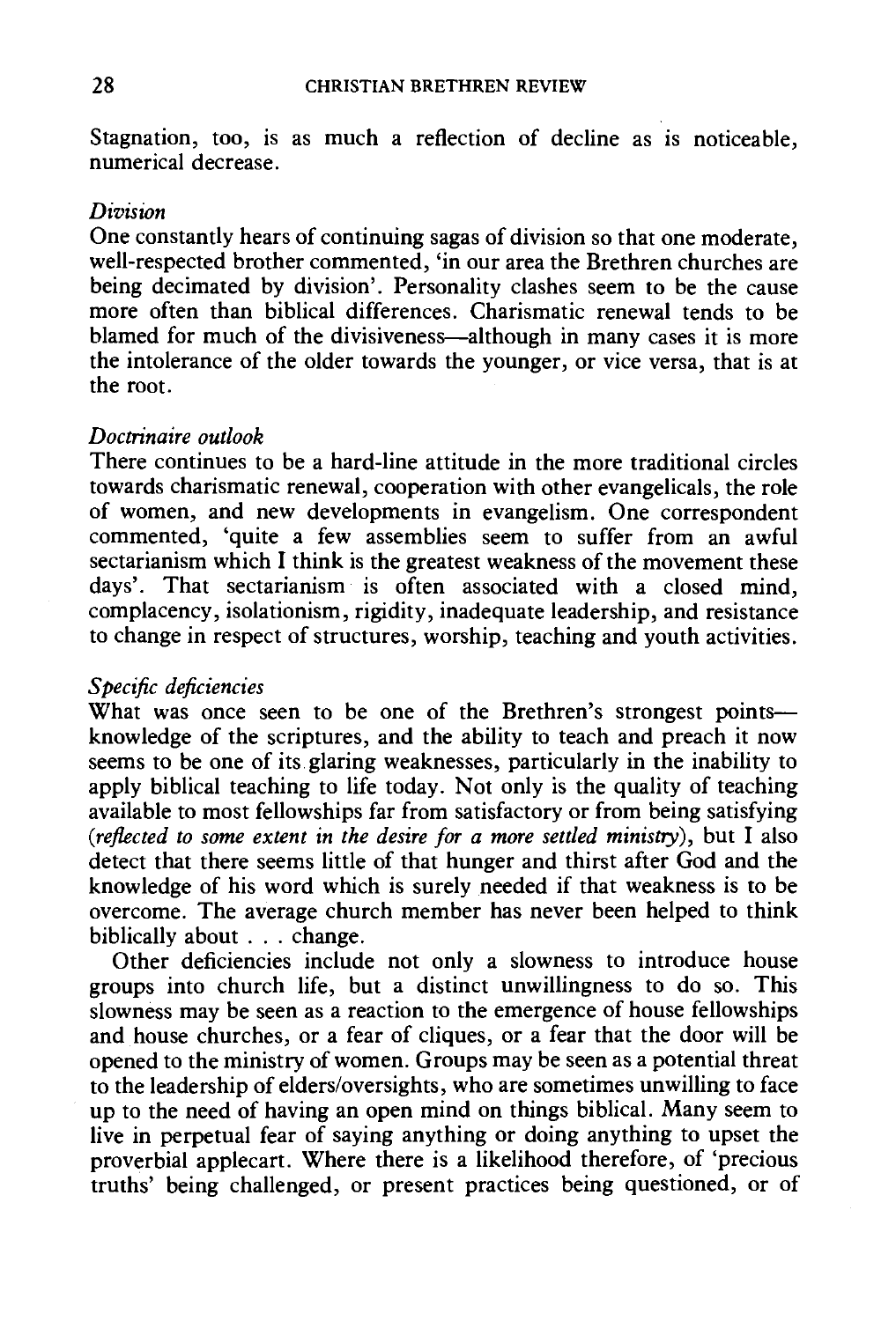Stagnation, too, is as much a reflection of decline as is noticeable, numerical decrease.

*Division*

One constantly hears of continuing sagas of division so that one moderate, well-respected brother commented, 'in our area the Brethren churches are being decimated by division'. Personality clashes seem to be the cause more often than biblical differences. Charismatic renewal tends to be blamed for much of the divisiveness—although in many cases it is more the intolerance of the older towards the younger, or vice versa, that is at the root.

*Doctrinaire outlook*

There continues to be a hard-line attitude in the more traditional circles towards charismatic renewal, cooperation with other evangelicals, the role of women, and new developments in evangelism. One correspondent commented, 'quite a few assemblies seem to suffer from an awful sectarianism which I think is the greatest weakness of the movement these days'. That sectarianism is often associated with a closed mind, complacency, isolationism, rigidity, inadequate leadership, and resistance to change in respect of structures, worship, teaching and youth activities.

*Specific deficiencies*

What was once seen to be one of the Brethren's strongest points—knowledge of the scriptures, and the ability to teach and preach it now seems to be one of its glaring weaknesses, particularly in the inability to apply biblical teaching to life today. Not only is the quality of teaching available to most fellowships far from satisfactory or from being satisfying (*reflected to some extent in the desire for a more settled ministry*), but I also detect that there seems little of that hunger and thirst after God and the knowledge of his word which is surely needed if that weakness is to be overcome. The average church member has never been helped to think biblically about . . . change.

Other deficiencies include not only a slowness to introduce house groups into church life, but a distinct unwillingness to do so. This slowness may be seen as a reaction to the emergence of house fellowships and house churches, or a fear of cliques, or a fear that the door will be opened to the ministry of women. Groups may be seen as a potential threat to the leadership of elders/oversights, who are sometimes unwilling to face up to the need of having an open mind on things biblical. Many seem to live in perpetual fear of saying anything or doing anything to upset the proverbial applecart. Where there is a likelihood therefore, of 'precious truths' being challenged, or present practices being questioned, or of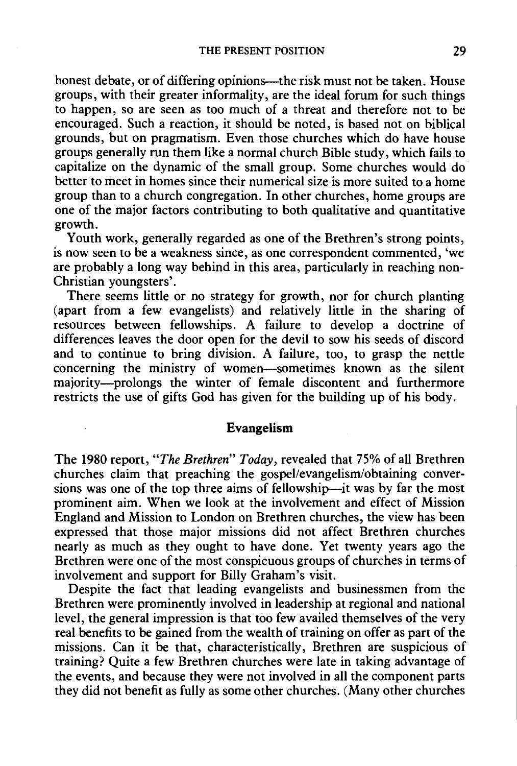honest debate, or of differing opinions—the risk must not be taken. House groups, with their greater informality, are the ideal forum for such things to happen, so are seen as too much of a threat and therefore not to be encouraged. Such a reaction, it should be noted, is based not on biblical grounds, but on pragmatism. Even those churches which do have house groups generally run them like a normal church Bible study, which fails to capitalize on the dynamic of the small group. Some churches would do better to meet in homes since their numerical size is more suited to a home group than to a church congregation. In other churches, home groups are one of the major factors contributing to both qualitative and quantitative growth.

Youth work, generally regarded as one of the Brethren's strong points, is now seen to be a weakness since, as one correspondent commented, 'we are probably a long way behind in this area, particularly in reaching non-Christian youngsters'.

There seems little or no strategy for growth, nor for church planting (apart from a few evangelists) and relatively little in the sharing of resources between fellowships. A failure to develop a doctrine of differences leaves the door open for the devil to sow his seeds of discord and to continue to bring division. A failure, too, to grasp the nettle concerning the ministry of women—sometimes known as the silent majority—prolongs the winter of female discontent and furthermore restricts the use of gifts God has given for the building up of his body.

## Evangelism

The 1980 report, "*The Brethren*" *Today*, revealed that 75% of all Brethren churches claim that preaching the gospel/evangelism/obtaining conversions was one of the top three aims of fellowship—it was by far the most prominent aim. When we look at the involvement and effect of Mission England and Mission to London on Brethren churches, the view has been expressed that those major missions did not affect Brethren churches nearly as much as they ought to have done. Yet twenty years ago the Brethren were one of the most conspicuous groups of churches in terms of involvement and support for Billy Graham's visit.

Despite the fact that leading evangelists and businessmen from the Brethren were prominently involved in leadership at regional and national level, the general impression is that too few availed themselves of the very real benefits to be gained from the wealth of training on offer as part of the missions. Can it be that, characteristically, Brethren are suspicious of training? Quite a few Brethren churches were late in taking advantage of the events, and because they were not involved in all the component parts they did not benefit as fully as some other churches. (Many other churches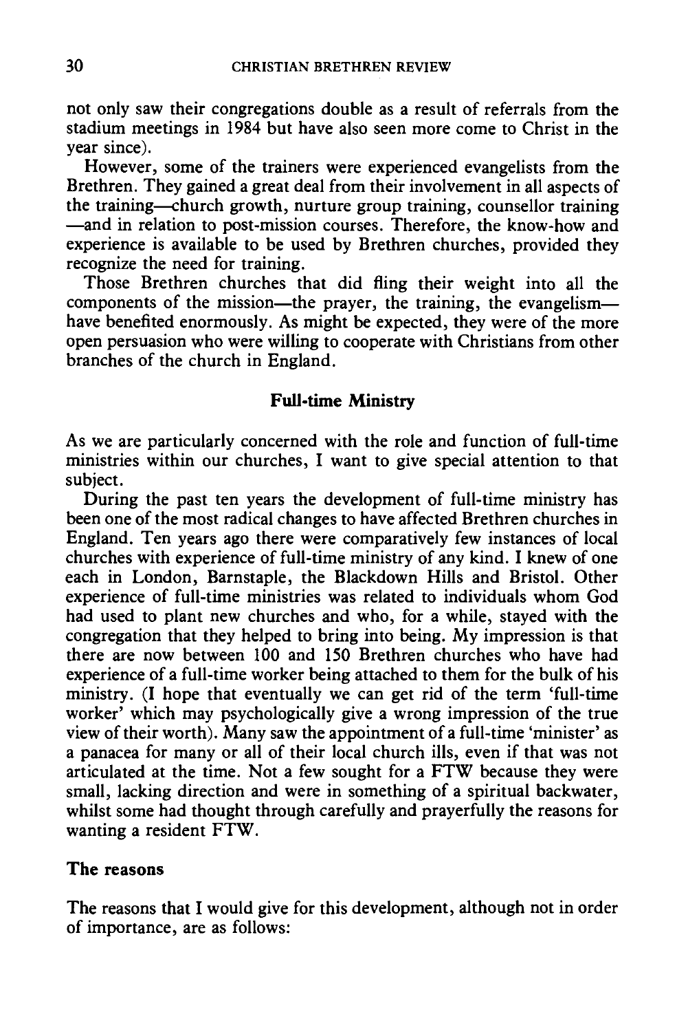not only saw their congregations double as a result of referrals from the stadium meetings in 1984 but have also seen more come to Christ in the year since).

However, some of the trainers were experienced evangelists from the Brethren. They gained a great deal from their involvement in all aspects of the training—church growth, nurture group training, counsellor training —and in relation to post-mission courses. Therefore, the know-how and experience is available to be used by Brethren churches, provided they recognize the need for training.

Those Brethren churches that did fling their weight into all the components of the mission—the prayer, the training, the evangelism—have benefited enormously. As might be expected, they were of the more open persuasion who were willing to cooperate with Christians from other branches of the church in England.

## Full-time Ministry

As we are particularly concerned with the role and function of full-time ministries within our churches, I want to give special attention to that subject.

During the past ten years the development of full-time ministry has been one of the most radical changes to have affected Brethren churches in England. Ten years ago there were comparatively few instances of local churches with experience of full-time ministry of any kind. I knew of one each in London, Barnstaple, the Blackdown Hills and Bristol. Other experience of full-time ministries was related to individuals whom God had used to plant new churches and who, for a while, stayed with the congregation that they helped to bring into being. My impression is that there are now between 100 and 150 Brethren churches who have had experience of a full-time worker being attached to them for the bulk of his ministry. (I hope that eventually we can get rid of the term 'full-time worker' which may psychologically give a wrong impression of the true view of their worth). Many saw the appointment of a full-time 'minister' as a panacea for many or all of their local church ills, even if that was not articulated at the time. Not a few sought for a FTW because they were small, lacking direction and were in something of a spiritual backwater, whilst some had thought through carefully and prayerfully the reasons for wanting a resident FTW.

### The reasons

The reasons that I would give for this development, although not in order of importance, are as follows: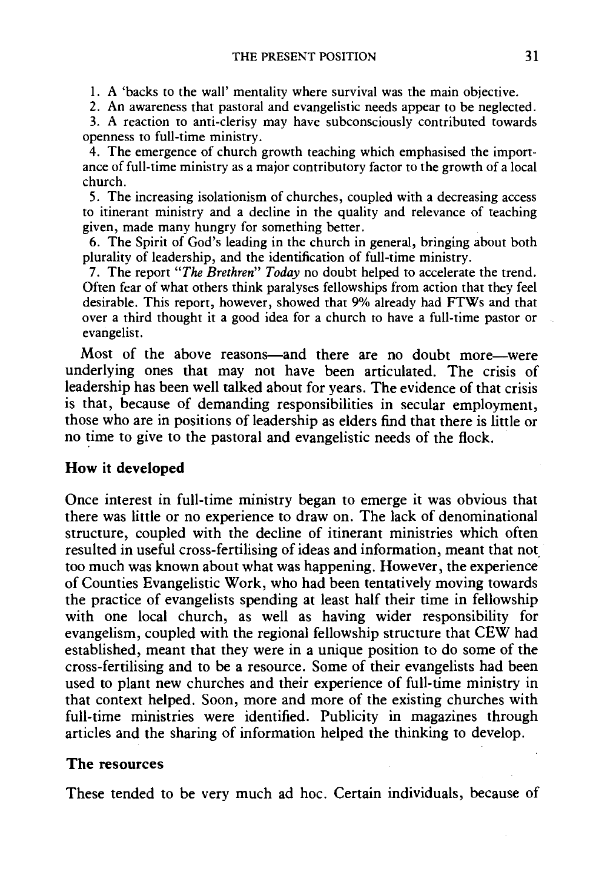1. A 'backs to the wall' mentality where survival was the main objective.

2. An awareness that pastoral and evangelistic needs appear to be neglected.

3. A reaction to anti-clerisy may have subconsciously contributed towards openness to full-time ministry.

4. The emergence of church growth teaching which emphasised the importance of full-time ministry as a major contributory factor to the growth of a local church.

5. The increasing isolationism of churches, coupled with a decreasing access to itinerant ministry and a decline in the quality and relevance of teaching given, made many hungry for something better.

6. The Spirit of God's leading in the church in general, bringing about both plurality of leadership, and the identification of full-time ministry.

7. The report *"The Brethren" Today* no doubt helped to accelerate the trend. Often fear of what others think paralyses fellowships from action that they feel desirable. This report, however, showed that 9% already had FTWs and that over a third thought it a good idea for a church to have a full-time pastor or evangelist.

Most of the above reasons—and there are no doubt more—were underlying ones that may not have been articulated. The crisis of leadership has been well talked about for years. The evidence of that crisis is that, because of demanding responsibilities in secular employment, those who are in positions of leadership as elders find that there is little or no time to give to the pastoral and evangelistic needs of the flock.

### How it developed

Once interest in full-time ministry began to emerge it was obvious that there was little or no experience to draw on. The lack of denominational structure, coupled with the decline of itinerant ministries which often resulted in useful cross-fertilising of ideas and information, meant that not too much was known about what was happening. However, the experience of Counties Evangelistic Work, who had been tentatively moving towards the practice of evangelists spending at least half their time in fellowship with one local church, as well as having wider responsibility for evangelism, coupled with the regional fellowship structure that CEW had established, meant that they were in a unique position to do some of the cross-fertilising and to be a resource. Some of their evangelists had been used to plant new churches and their experience of full-time ministry in that context helped. Soon, more and more of the existing churches with full-time ministries were identified. Publicity in magazines through articles and the sharing of information helped the thinking to develop.

### The resources

These tended to be very much ad hoc. Certain individuals, because of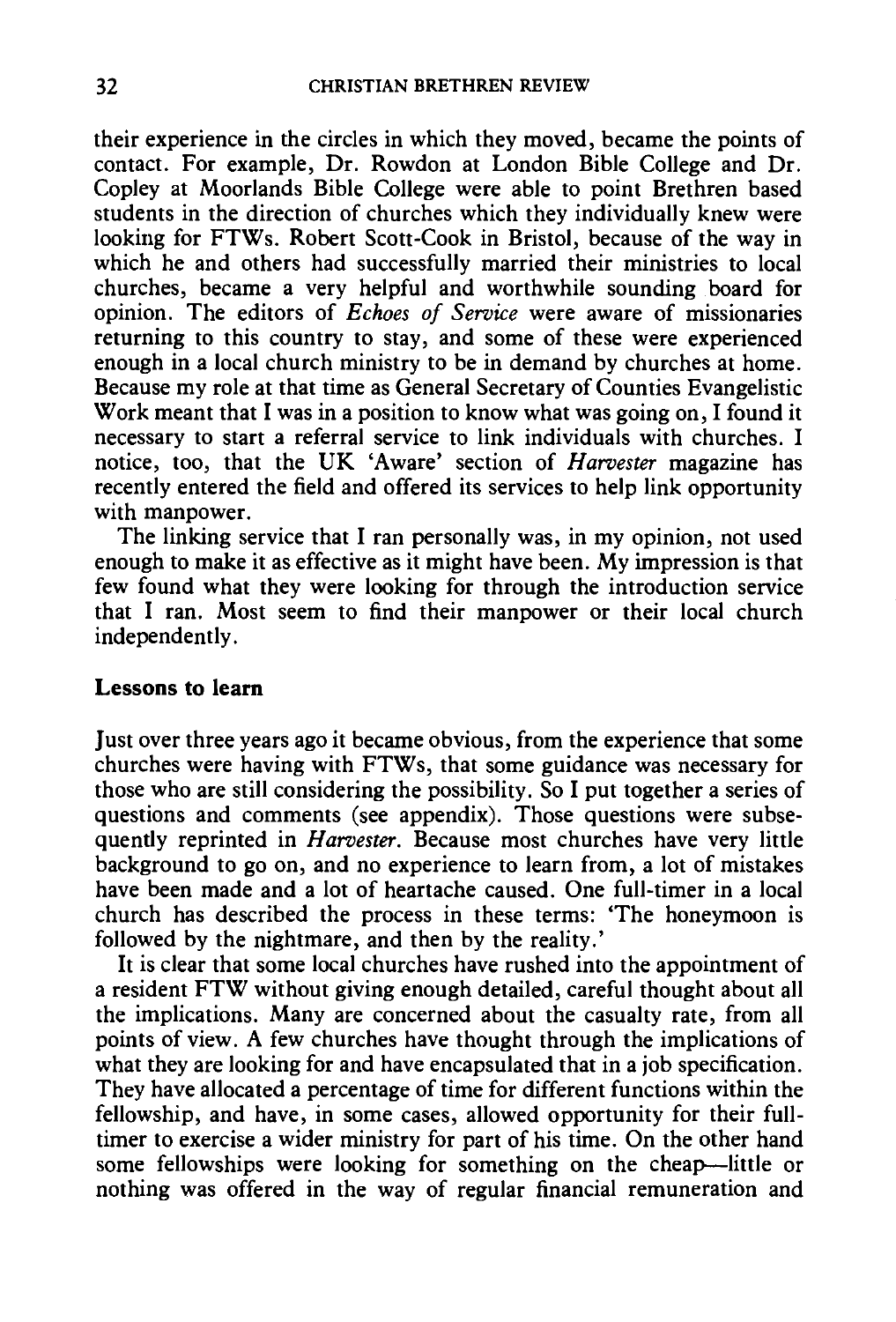their experience in the circles in which they moved, became the points of contact. For example, Dr. Rowdon at London Bible College and Dr. Copley at Moorlands Bible College were able to point Brethren based students in the direction of churches which they individually knew were looking for FTWs. Robert Scott-Cook in Bristol, because of the way in which he and others had successfully married their ministries to local churches, became a very helpful and worthwhile sounding board for opinion. The editors of *Echoes of Service* were aware of missionaries returning to this country to stay, and some of these were experienced enough in a local church ministry to be in demand by churches at home. Because my role at that time as General Secretary of Counties Evangelistic Work meant that I was in a position to know what was going on, I found it necessary to start a referral service to link individuals with churches. I notice, too, that the UK 'Aware' section of *Harvester* magazine has recently entered the field and offered its services to help link opportunity with manpower.

The linking service that I ran personally was, in my opinion, not used enough to make it as effective as it might have been. My impression is that few found what they were looking for through the introduction service that I ran. Most seem to find their manpower or their local church independently.

**Lessons to learn**

Just over three years ago it became obvious, from the experience that some churches were having with FTWs, that some guidance was necessary for those who are still considering the possibility. So I put together a series of questions and comments (see appendix). Those questions were subsequently reprinted in *Harvester*. Because most churches have very little background to go on, and no experience to learn from, a lot of mistakes have been made and a lot of heartache caused. One full-timer in a local church has described the process in these terms: 'The honeymoon is followed by the nightmare, and then by the reality.'

It is clear that some local churches have rushed into the appointment of a resident FTW without giving enough detailed, careful thought about all the implications. Many are concerned about the casualty rate, from all points of view. A few churches have thought through the implications of what they are looking for and have encapsulated that in a job specification. They have allocated a percentage of time for different functions within the fellowship, and have, in some cases, allowed opportunity for their full-timer to exercise a wider ministry for part of his time. On the other hand some fellowships were looking for something on the cheap—little or nothing was offered in the way of regular financial remuneration and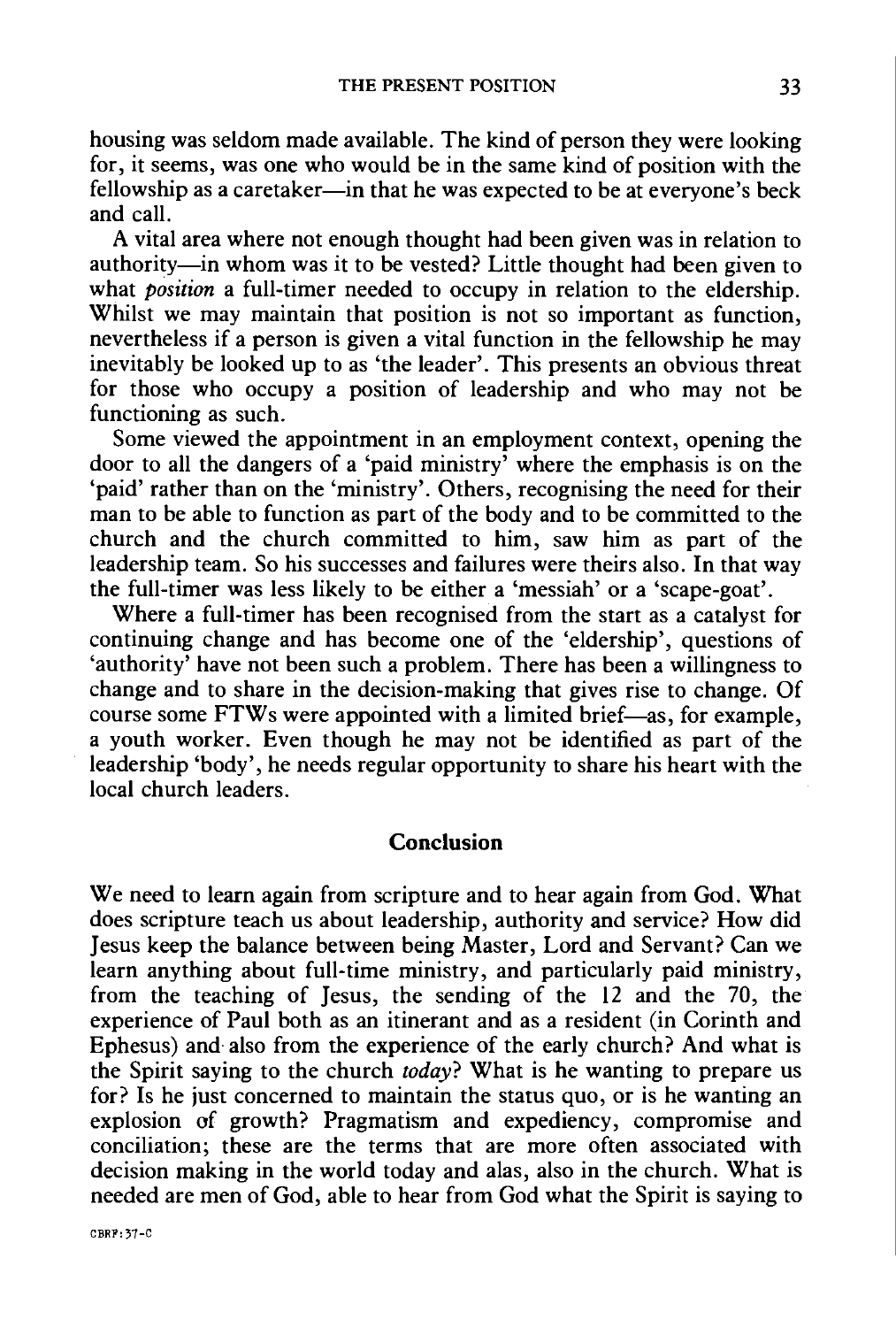housing was seldom made available. The kind of person they were looking for, it seems, was one who would be in the same kind of position with the fellowship as a caretaker—in that he was expected to be at everyone's beck and call.

A vital area where not enough thought had been given was in relation to authority—in whom was it to be vested? Little thought had been given to what *position* a full-timer needed to occupy in relation to the eldership. Whilst we may maintain that position is not so important as function, nevertheless if a person is given a vital function in the fellowship he may inevitably be looked up to as 'the leader'. This presents an obvious threat for those who occupy a position of leadership and who may not be functioning as such.

Some viewed the appointment in an employment context, opening the door to all the dangers of a 'paid ministry' where the emphasis is on the 'paid' rather than on the 'ministry'. Others, recognising the need for their man to be able to function as part of the body and to be committed to the church and the church committed to him, saw him as part of the leadership team. So his successes and failures were theirs also. In that way the full-timer was less likely to be either a 'messiah' or a 'scape-goat'.

Where a full-timer has been recognised from the start as a catalyst for continuing change and has become one of the 'eldership', questions of 'authority' have not been such a problem. There has been a willingness to change and to share in the decision-making that gives rise to change. Of course some FTWs were appointed with a limited brief—as, for example, a youth worker. Even though he may not be identified as part of the leadership 'body', he needs regular opportunity to share his heart with the local church leaders.

## Conclusion

We need to learn again from scripture and to hear again from God. What does scripture teach us about leadership, authority and service? How did Jesus keep the balance between being Master, Lord and Servant? Can we learn anything about full-time ministry, and particularly paid ministry, from the teaching of Jesus, the sending of the 12 and the 70, the experience of Paul both as an itinerant and as a resident (in Corinth and Ephesus) and also from the experience of the early church? And what is the Spirit saying to the church *today*? What is he wanting to prepare us for? Is he just concerned to maintain the status quo, or is he wanting an explosion of growth? Pragmatism and expediency, compromise and conciliation; these are the terms that are more often associated with decision making in the world today and alas, also in the church. What is needed are men of God, able to hear from God what the Spirit is saying to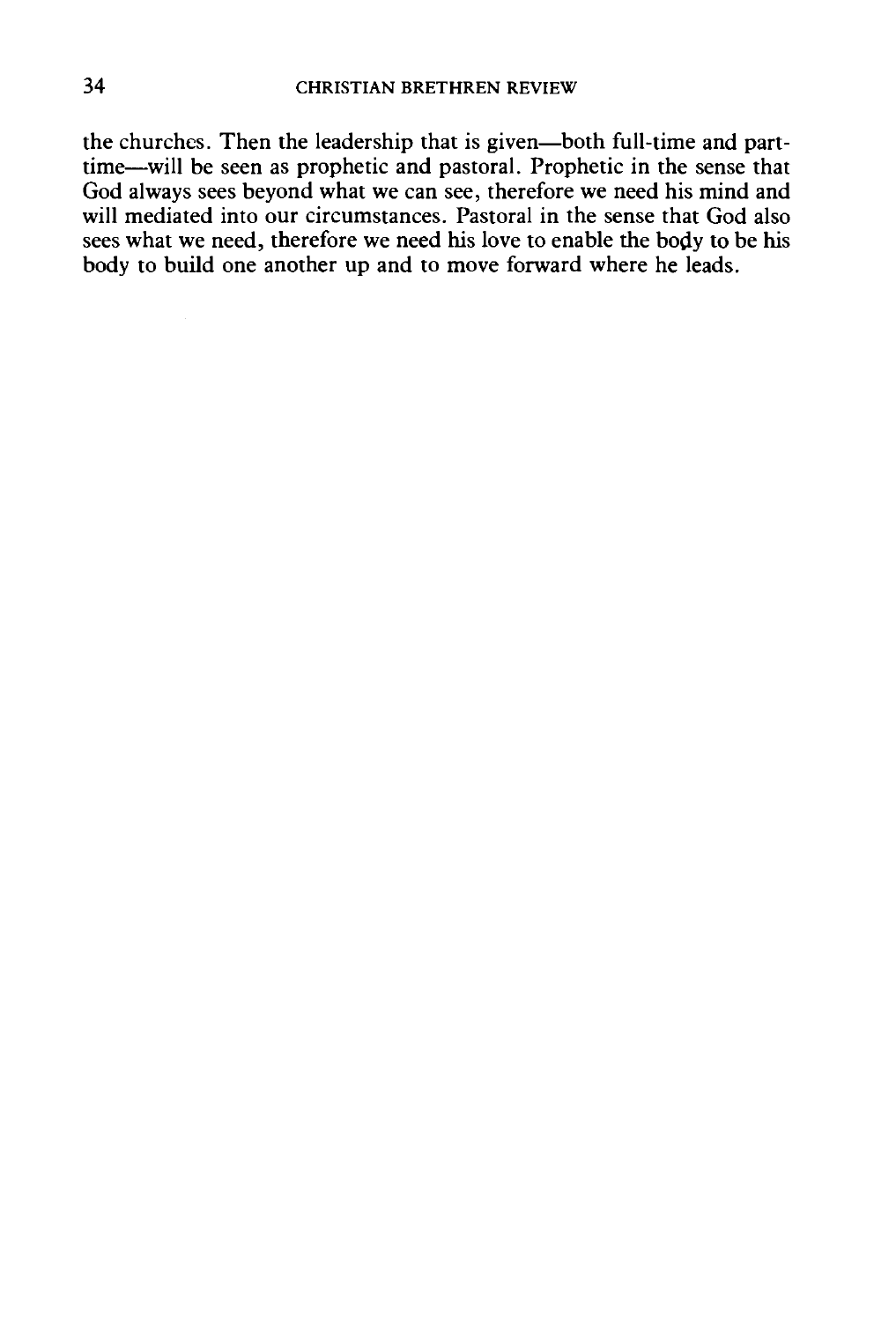the churches. Then the leadership that is given—both full-time and part-time—will be seen as prophetic and pastoral. Prophetic in the sense that God always sees beyond what we can see, therefore we need his mind and will mediated into our circumstances. Pastoral in the sense that God also sees what we need, therefore we need his love to enable the body to be his body to build one another up and to move forward where he leads.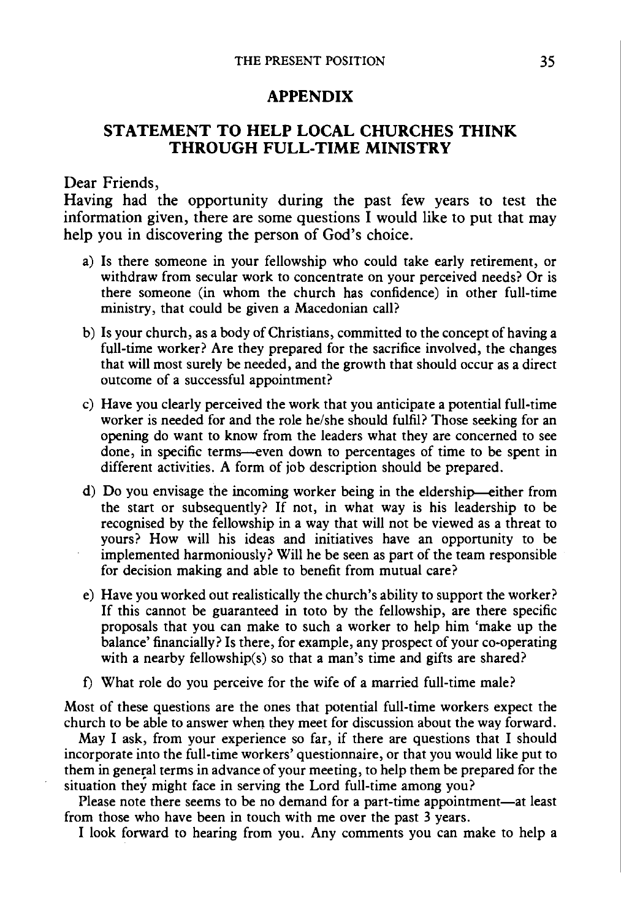## APPENDIX

## STATEMENT TO HELP LOCAL CHURCHES THINK THROUGH FULL-TIME MINISTRY

Dear Friends,

Having had the opportunity during the past few years to test the information given, there are some questions I would like to put that may help you in discovering the person of God's choice.

a) Is there someone in your fellowship who could take early retirement, or withdraw from secular work to concentrate on your perceived needs? Or is there someone (in whom the church has confidence) in other full-time ministry, that could be given a Macedonian call?

b) Is your church, as a body of Christians, committed to the concept of having a full-time worker? Are they prepared for the sacrifice involved, the changes that will most surely be needed, and the growth that should occur as a direct outcome of a successful appointment?

c) Have you clearly perceived the work that you anticipate a potential full-time worker is needed for and the role he/she should fulfil? Those seeking for an opening do want to know from the leaders what they are concerned to see done, in specific terms—even down to percentages of time to be spent in different activities. A form of job description should be prepared.

d) Do you envisage the incoming worker being in the eldership—either from the start or subsequently? If not, in what way is his leadership to be recognised by the fellowship in a way that will not be viewed as a threat to yours? How will his ideas and initiatives have an opportunity to be implemented harmoniously? Will he be seen as part of the team responsible for decision making and able to benefit from mutual care?

e) Have you worked out realistically the church's ability to support the worker? If this cannot be guaranteed in toto by the fellowship, are there specific proposals that you can make to such a worker to help him 'make up the balance' financially? Is there, for example, any prospect of your co-operating with a nearby fellowship(s) so that a man's time and gifts are shared?

f) What role do you perceive for the wife of a married full-time male?

Most of these questions are the ones that potential full-time workers expect the church to be able to answer when they meet for discussion about the way forward.

May I ask, from your experience so far, if there are questions that I should incorporate into the full-time workers' questionnaire, or that you would like put to them in general terms in advance of your meeting, to help them be prepared for the situation they might face in serving the Lord full-time among you?

Please note there seems to be no demand for a part-time appointment—at least from those who have been in touch with me over the past 3 years.

I look forward to hearing from you. Any comments you can make to help a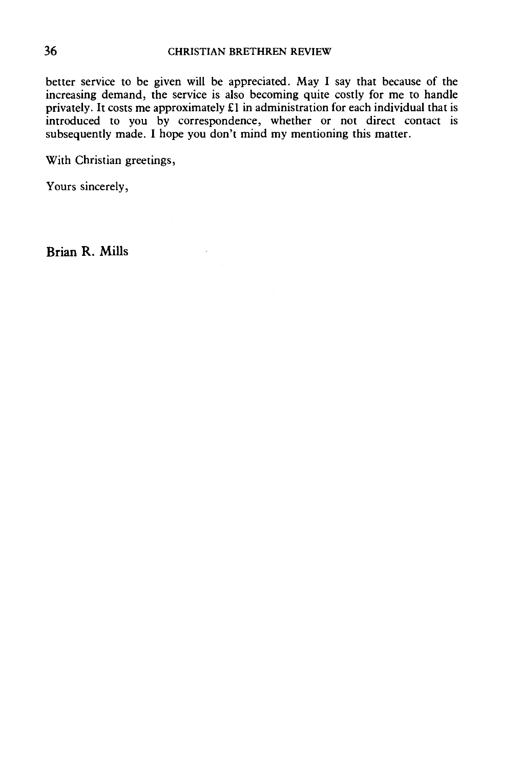better service to be given will be appreciated. May I say that because of the increasing demand, the service is also becoming quite costly for me to handle privately. It costs me approximately £1 in administration for each individual that is introduced to you by correspondence, whether or not direct contact is subsequently made. I hope you don't mind my mentioning this matter.

With Christian greetings,

Yours sincerely,

Brian R. Mills